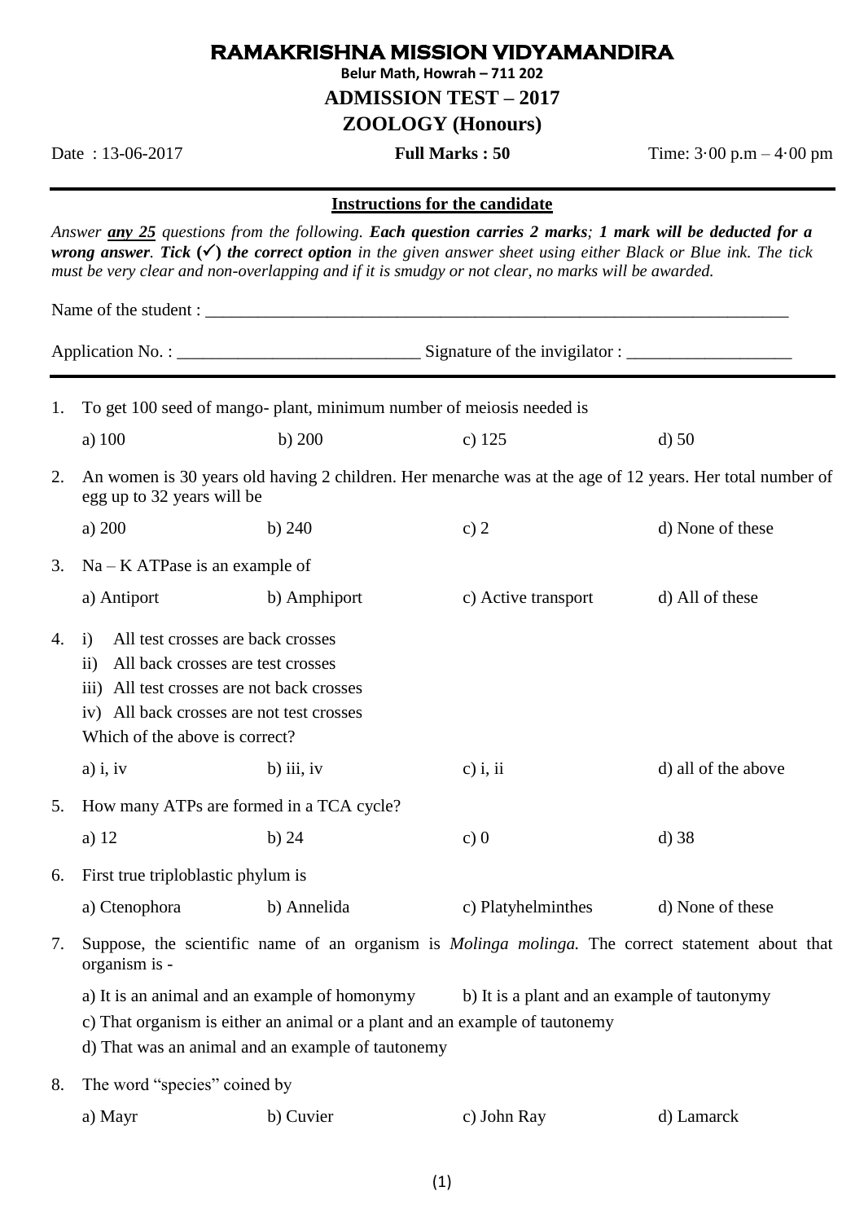# RAMAKRISHNA MISSION VIDYAMANDIRA

**Belur Math, Howrah – 711 202**

**ADMISSION TEST – 2017**

**ZOOLOGY (Honours)**

Date : 13-06-2017 **Full Marks : 50** Time: 3·00 p.m – 4·00 pm

---

**<u>Instructions for the candidate</u>**

*Answer* ***<u>any 25</u>*** *questions from the following.* ***Each question carries 2 marks****;* ***1 mark will be deducted for a wrong answer****.* ***Tick (✓) the correct option*** *in the given answer sheet using either Black or Blue ink. The tick must be very clear and non-overlapping and if it is smudgy or not clear, no marks will be awarded.*

Name of the student : ______________________________________________________________________

Application No. : ___________________________ Signature of the invigilator : ___________________

---

1. To get 100 seed of mango- plant, minimum number of meiosis needed is

   a) 100 b) 200 c) 125 d) 50

2. An women is 30 years old having 2 children. Her menarche was at the age of 12 years. Her total number of egg up to 32 years will be

   a) 200 b) 240 c) 2 d) None of these

3. Na – K ATPase is an example of

   a) Antiport b) Amphiport c) Active transport d) All of these

4. i) All test crosses are back crosses
   ii) All back crosses are test crosses
   iii) All test crosses are not back crosses
   iv) All back crosses are not test crosses
   Which of the above is correct?

   a) i, iv b) iii, iv c) i, ii d) all of the above

5. How many ATPs are formed in a TCA cycle?

   a) 12 b) 24 c) 0 d) 38

6. First true triploblastic phylum is

   a) Ctenophora b) Annelida c) Platyhelminthes d) None of these

7. Suppose, the scientific name of an organism is *Molinga molinga.* The correct statement about that organism is -

   a) It is an animal and an example of homonymy b) It is a plant and an example of tautonymy
   c) That organism is either an animal or a plant and an example of tautonemy
   d) That was an animal and an example of tautonemy

8. The word "species" coined by

   a) Mayr b) Cuvier c) John Ray d) Lamarck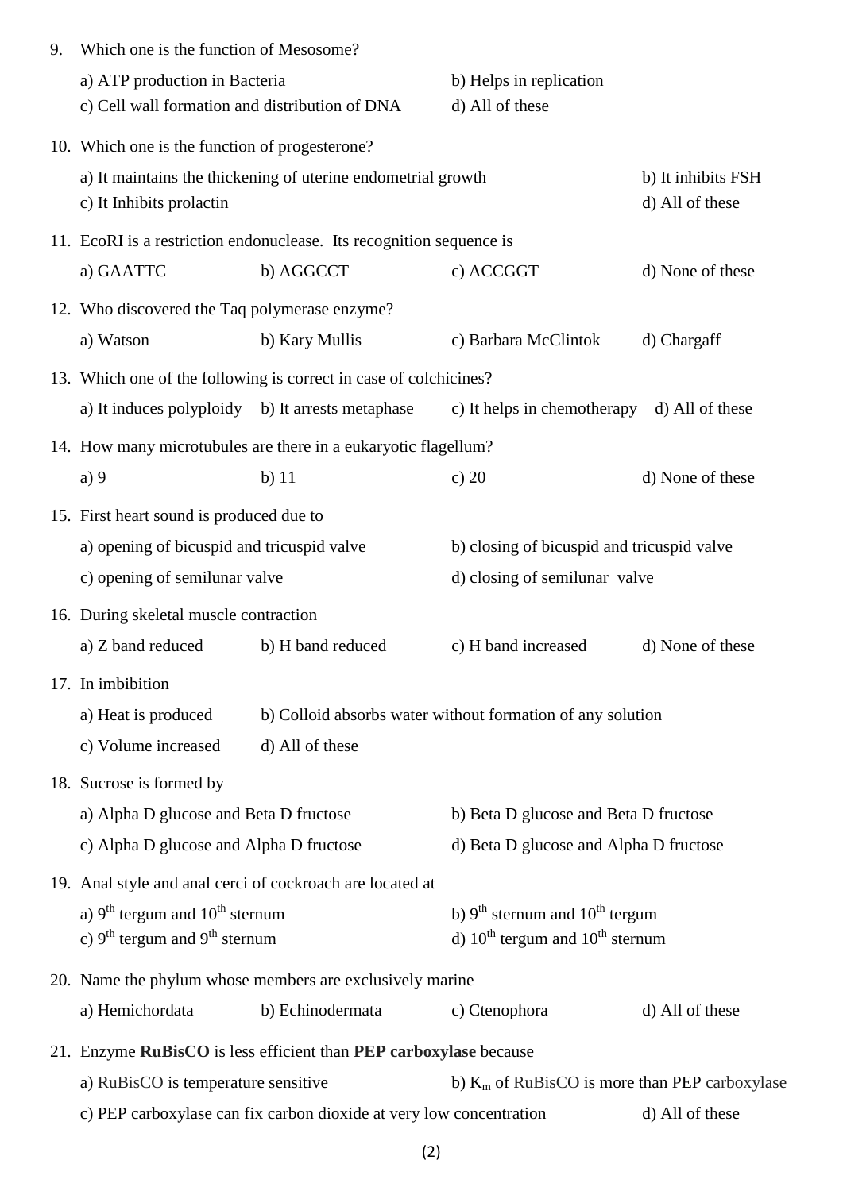9. Which one is the function of Mesosome?

   a) ATP production in Bacteria  
   b) Helps in replication  
   c) Cell wall formation and distribution of DNA  
   d) All of these

10. Which one is the function of progesterone?

   a) It maintains the thickening of uterine endometrial growth  
   b) It inhibits FSH  
   c) It Inhibits prolactin  
   d) All of these

11. EcoRI is a restriction endonuclease. Its recognition sequence is

   a) GAATTC  
   b) AGGCCT  
   c) ACCGGT  
   d) None of these

12. Who discovered the Taq polymerase enzyme?

   a) Watson  
   b) Kary Mullis  
   c) Barbara McClintok  
   d) Chargaff

13. Which one of the following is correct in case of colchicines?

   a) It induces polyploidy  
   b) It arrests metaphase  
   c) It helps in chemotherapy  
   d) All of these

14. How many microtubules are there in a eukaryotic flagellum?

   a) 9  
   b) 11  
   c) 20  
   d) None of these

15. First heart sound is produced due to

   a) opening of bicuspid and tricuspid valve  
   b) closing of bicuspid and tricuspid valve  
   c) opening of semilunar valve  
   d) closing of semilunar valve

16. During skeletal muscle contraction

   a) Z band reduced  
   b) H band reduced  
   c) H band increased  
   d) None of these

17. In imbibition

   a) Heat is produced  
   b) Colloid absorbs water without formation of any solution  
   c) Volume increased  
   d) All of these

18. Sucrose is formed by

   a) Alpha D glucose and Beta D fructose  
   b) Beta D glucose and Beta D fructose  
   c) Alpha D glucose and Alpha D fructose  
   d) Beta D glucose and Alpha D fructose

19. Anal style and anal cerci of cockroach are located at

   a) $9^{th}$ tergum and $10^{th}$ sternum  
   b) $9^{th}$ sternum and $10^{th}$ tergum  
   c) $9^{th}$ tergum and $9^{th}$ sternum  
   d) $10^{th}$ tergum and $10^{th}$ sternum

20. Name the phylum whose members are exclusively marine

   a) Hemichordata  
   b) Echinodermata  
   c) Ctenophora  
   d) All of these

21. Enzyme **RuBisCO** is less efficient than **PEP carboxylase** because

   a) RuBisCO is temperature sensitive  
   b) $K_m$ of RuBisCO is more than PEP carboxylase  
   c) PEP carboxylase can fix carbon dioxide at very low concentration  
   d) All of these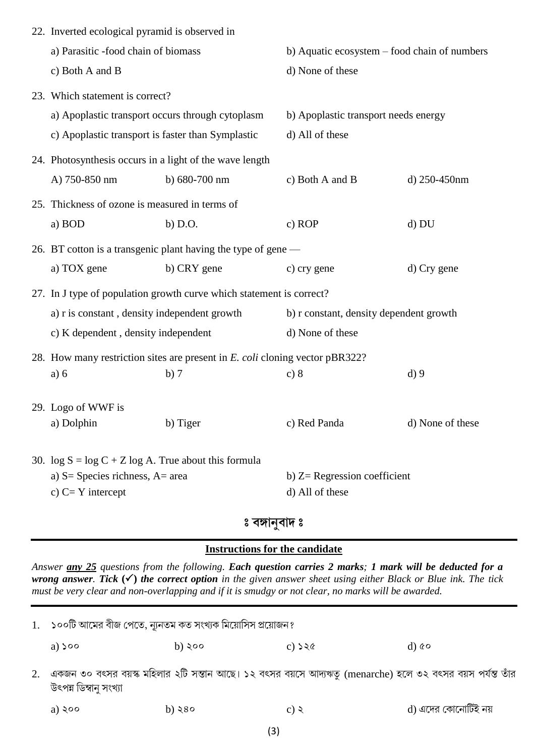22. Inverted ecological pyramid is observed in

a) Parasitic -food chain of biomass
b) Aquatic ecosystem – food chain of numbers
c) Both A and B
d) None of these

23. Which statement is correct?

a) Apoplastic transport occurs through cytoplasm
b) Apoplastic transport needs energy
c) Apoplastic transport is faster than Symplastic
d) All of these

24. Photosynthesis occurs in a light of the wave length

A) 750-850 nm
b) 680-700 nm
c) Both A and B
d) 250-450nm

25. Thickness of ozone is measured in terms of

a) BOD
b) D.O.
c) ROP
d) DU

26. BT cotton is a transgenic plant having the type of gene —

a) TOX gene
b) CRY gene
c) cry gene
d) Cry gene

27. In J type of population growth curve which statement is correct?

a) r is constant , density independent growth
b) r constant, density dependent growth
c) K dependent , density independent
d) None of these

28. How many restriction sites are present in *E. coli* cloning vector pBR322?

a) 6
b) 7
c) 8
d) 9

29. Logo of WWF is

a) Dolphin
b) Tiger
c) Red Panda
d) None of these

30. $\log S = \log C + Z \log A$. True about this formula

a) S= Species richness, A= area
b) Z= Regression coefficient
c) C= Y intercept
d) All of these

## ঃ বঙ্গানুবাদ ঃ

---

**Instructions for the candidate**

*Answer **any 25** questions from the following. **Each question carries 2 marks**; **1 mark will be deducted for a wrong answer**. **Tick (✓) the correct option** in the given answer sheet using either Black or Blue ink. The tick must be very clear and non-overlapping and if it is smudgy or not clear, no marks will be awarded.*

---

1. ১০০টি আমের বীজ পেতে, ন্যূনতম কত সংখ্যক মিয়োসিস প্রয়োজন?

a) ১০০
b) ২০০
c) ১২৫
d) ৫০

2. একজন ৩০ বৎসর বয়স্ক মহিলার ২টি সন্তান আছে। ১২ বৎসর বয়সে আদ্যঋতু (menarche) হলে ৩২ বৎসর বয়স পর্যন্ত তাঁর উৎপন্ন ডিম্বানু সংখ্যা

a) ২০০
b) ২৪০
c) ২
d) এদের কোনোটিই নয়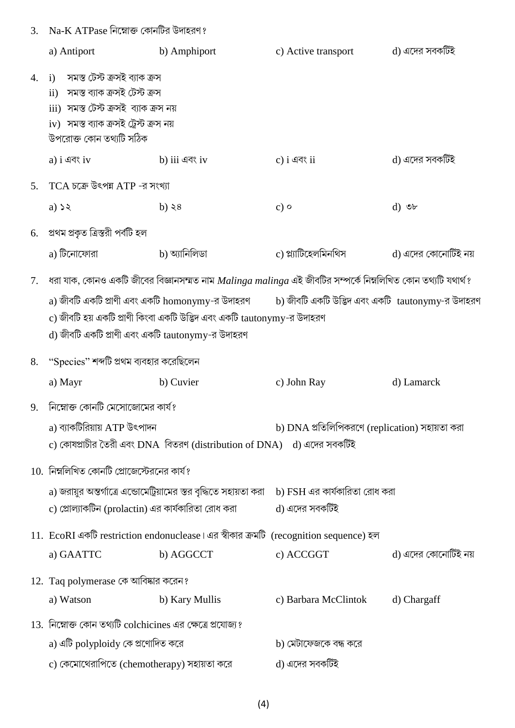3. Na-K ATPase নিম্নোক্ত কোনটির উদাহরণ?

   a) Antiport b) Amphiport c) Active transport d) এদের সবকটিই

4. i) সমস্ত টেস্ট ক্রসই ব্যাক ক্রস
   ii) সমস্ত ব্যাক ক্রসই টেস্ট ক্রস
   iii) সমস্ত টেস্ট ক্রসই ব্যাক ক্রস নয়
   iv) সমস্ত ব্যাক ক্রসই ট্রেস্ট ক্রস নয়
   উপরোক্ত কোন তথ্যটি সঠিক

   a) i এবং iv b) iii এবং iv c) i এবং ii d) এদের সবকটিই

5. TCA চক্রে উৎপন্ন ATP -র সংখ্যা

   a) ১২ b) ২৪ c) ০ d) ৩৮

6. প্রথম প্রকৃত ত্রিস্তরী পর্বটি হল

   a) টিনোফোরা b) অ্যানিলিডা c) প্ল্যাটিহেলমিনথিস d) এদের কোনোটিই নয়

7. ধরা যাক, কোনও একটি জীবের বিজ্ঞানসম্মত নাম *Malinga malinga* এই জীবটির সম্পর্কে নিম্নলিখিত কোন তথ্যটি যথার্থ?

   a) জীবটি একটি প্রাণী এবং একটি homonymy-র উদাহরণ
   b) জীবটি একটি উদ্ভিদ এবং একটি tautonymy-র উদাহরণ
   c) জীবটি হয় একটি প্রাণী কিংবা একটি উদ্ভিদ এবং একটি tautonymy-র উদাহরণ
   d) জীবটি একটি প্রাণী এবং একটি tautonymy-র উদাহরণ

8. "Species" শব্দটি প্রথম ব্যবহার করেছিলেন

   a) Mayr b) Cuvier c) John Ray d) Lamarck

9. নিম্নোক্ত কোনটি মেসোজোমের কার্য?

   a) ব্যাকটিরিয়ায় ATP উৎপাদন
   b) DNA প্রতিলিপিকরণে (replication) সহায়তা করা
   c) কোষপ্রাচীর তৈরী এবং DNA বিতরণ (distribution of DNA)
   d) এদের সবকটিই

10. নিম্নলিখিত কোনটি প্রোজেস্টেরনের কার্য?

    a) জরায়ুর অন্তর্গাত্রে এন্ডোমেট্রিয়ামের স্তর বৃদ্ধিতে সহায়তা করা
    b) FSH এর কার্যকারিতা রোধ করা
    c) প্রোল্যাকটিন (prolactin) এর কার্যকারিতা রোধ করা
    d) এদের সবকটিই

11. EcoRI একটি restriction endonuclease। এর স্বীকার ক্রমটি (recognition sequence) হল

    a) GAATTC b) AGGCCT c) ACCGGT d) এদের কোনোটিই নয়

12. Taq polymerase কে আবিষ্কার করেন?

    a) Watson b) Kary Mullis c) Barbara McClintok d) Chargaff

13. নিম্নোক্ত কোন তথ্যটি colchicines এর ক্ষেত্রে প্রযোজ্য?

    a) এটি polyploidy কে প্রণোদিত করে
    b) মেটাফেজকে বন্ধ করে
    c) কেমোথেরাপিতে (chemotherapy) সহায়তা করে
    d) এদের সবকটিই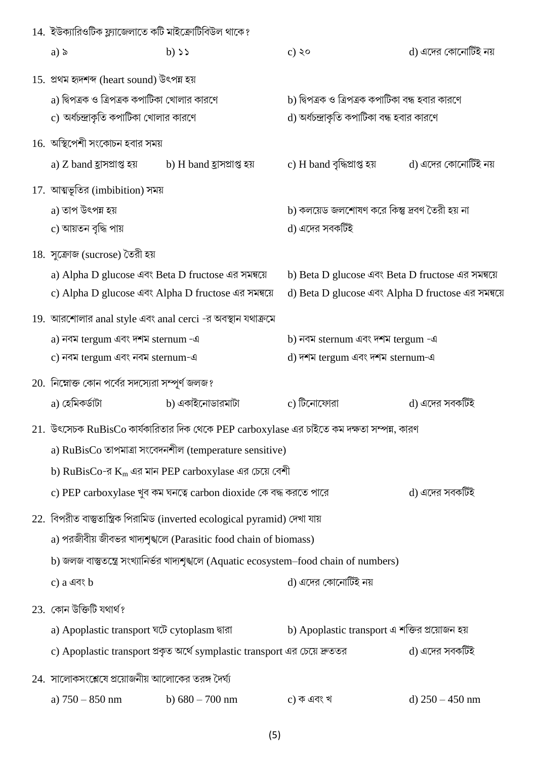14. ইউক্যারিওটিক ফ্ল্যাজেলাতে কটি মাইক্রোটিবিউল থাকে?

a) ৯ b) ১১ c) ২০ d) এদের কোনোটিই নয়

15. প্রথম হৃদশব্দ (heart sound) উৎপন্ন হয়

a) দ্বিপত্রক ও ত্রিপত্রক কপাটিকা খোলার কারণে
b) দ্বিপত্রক ও ত্রিপত্রক কপাটিকা বন্ধ হবার কারণে
c) অর্ধচন্দ্রাকৃতি কপাটিকা খোলার কারণে
d) অর্ধচন্দ্রাকৃতি কপাটিকা বন্ধ হবার কারণে

16. অস্থিপেশী সংকোচন হবার সময়

a) Z band হ্রাসপ্রাপ্ত হয় b) H band হ্রাসপ্রাপ্ত হয় c) H band বৃদ্ধিপ্রাপ্ত হয় d) এদের কোনোটিই নয়

17. আত্মভূতির (imbibition) সময়

a) তাপ উৎপন্ন হয়
b) কলয়েড জলশোষণ করে কিন্তু দ্রবণ তৈরী হয় না
c) আয়তন বৃদ্ধি পায়
d) এদের সবকটিই

18. সুক্রোজ (sucrose) তৈরী হয়

a) Alpha D glucose এবং Beta D fructose এর সমন্বয়ে
b) Beta D glucose এবং Beta D fructose এর সমন্বয়ে
c) Alpha D glucose এবং Alpha D fructose এর সমন্বয়ে
d) Beta D glucose এবং Alpha D fructose এর সমন্বয়ে

19. আরশোলার anal style এবং anal cerci -র অবস্থান যথাক্রমে

a) নবম tergum এবং দশম sternum -এ
b) নবম sternum এবং দশম tergum -এ
c) নবম tergum এবং নবম sternum-এ
d) দশম tergum এবং দশম sternum-এ

20. নিম্নোক্ত কোন পর্বের সদস্যোরা সম্পূর্ণ জলজ?

a) হেমিকর্ডাটা b) একাইনোডারমাটা c) টিনোফোরা d) এদের সবকটিই

21. উৎসেচক RuBisCo কার্যকারিতার দিক থেকে PEP carboxylase এর চাইতে কম দক্ষতা সম্পন্ন, কারণ

a) RuBisCo তাপমাত্রা সংবেদনশীল (temperature sensitive)

b) RuBisCo-র $K_m$ এর মান PEP carboxylase এর চেয়ে বেশী

c) PEP carboxylase খুব কম ঘনত্বে carbon dioxide কে বদ্ধ করতে পারে

d) এদের সবকটিই

22. বিপরীত বাস্তুতান্ত্রিক পিরামিড (inverted ecological pyramid) দেখা যায়

a) পরজীবীয় জীবভর খাদ্যশৃঙ্খলে (Parasitic food chain of biomass)

b) জলজ বাস্তুতন্ত্রে সংখ্যানির্ভর খাদ্যশৃঙ্খলে (Aquatic ecosystem–food chain of numbers)

c) a এবং b
d) এদের কোনোটিই নয়

23. কোন উক্তিটি যথার্থ?

a) Apoplastic transport ঘটে cytoplasm দ্বারা
b) Apoplastic transport এ শক্তির প্রয়োজন হয়
c) Apoplastic transport প্রকৃত অর্থে symplastic transport এর চেয়ে দ্রুততর
d) এদের সবকটিই

24. সালোকসংশ্লেষে প্রয়োজনীয় আলোকের তরঙ্গ দৈর্ঘ্য

a) 750 – 850 nm b) 680 – 700 nm c) ক এবং খ d) 250 – 450 nm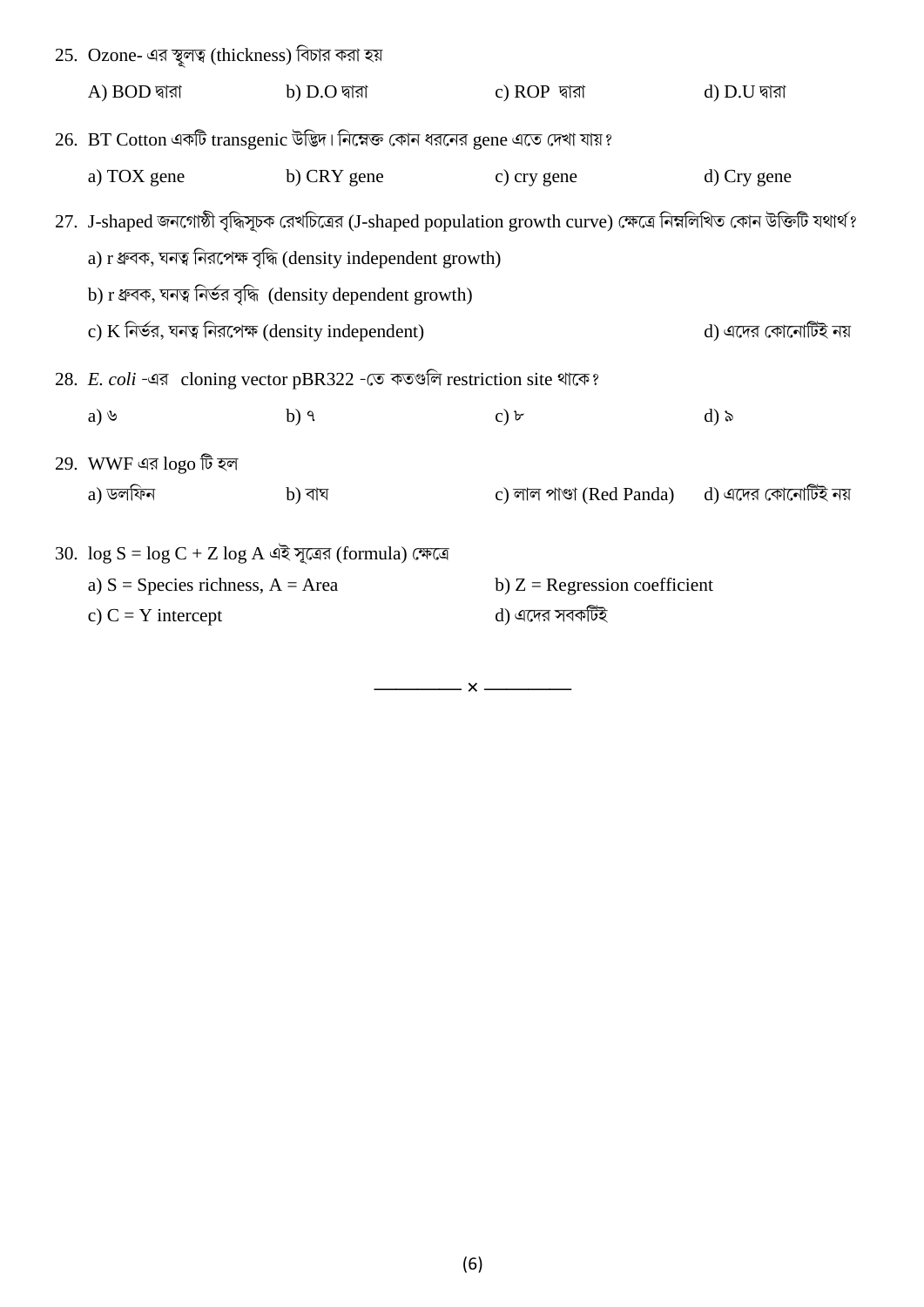25. Ozone- এর স্থূলত্ব (thickness) বিচার করা হয়

    A) BOD দ্বারা b) D.O দ্বারা c) ROP দ্বারা d) D.U দ্বারা

26. BT Cotton একটি transgenic উদ্ভিদ। নিম্নোক্ত কোন ধরনের gene এতে দেখা যায়?

    a) TOX gene b) CRY gene c) cry gene d) Cry gene

27. J-shaped জনগোষ্ঠী বৃদ্ধিসূচক রেখচিত্রের (J-shaped population growth curve) ক্ষেত্রে নিম্নলিখিত কোন উক্তিটি যথার্থ?

    a) r ধ্রুবক, ঘনত্ব নিরপেক্ষ বৃদ্ধি (density independent growth)

    b) r ধ্রুবক, ঘনত্ব নির্ভর বৃদ্ধি (density dependent growth)

    c) K নির্ভর, ঘনত্ব নিরপেক্ষ (density independent) d) এদের কোনোটিই নয়

28. *E. coli* -এর cloning vector pBR322 -তে কতগুলি restriction site থাকে?

    a) ৬ b) ৭ c) ৮ d) ৯

29. WWF এর logo টি হল

    a) ডলফিন b) বাঘ c) লাল পাণ্ডা (Red Panda) d) এদের কোনোটিই নয়

30. log S = log C + Z log A এই সূত্রের (formula) ক্ষেত্রে

    a) S = Species richness, A = Area b) Z = Regression coefficient

    c) C = Y intercept d) এদের সবকটিই

———— × ————